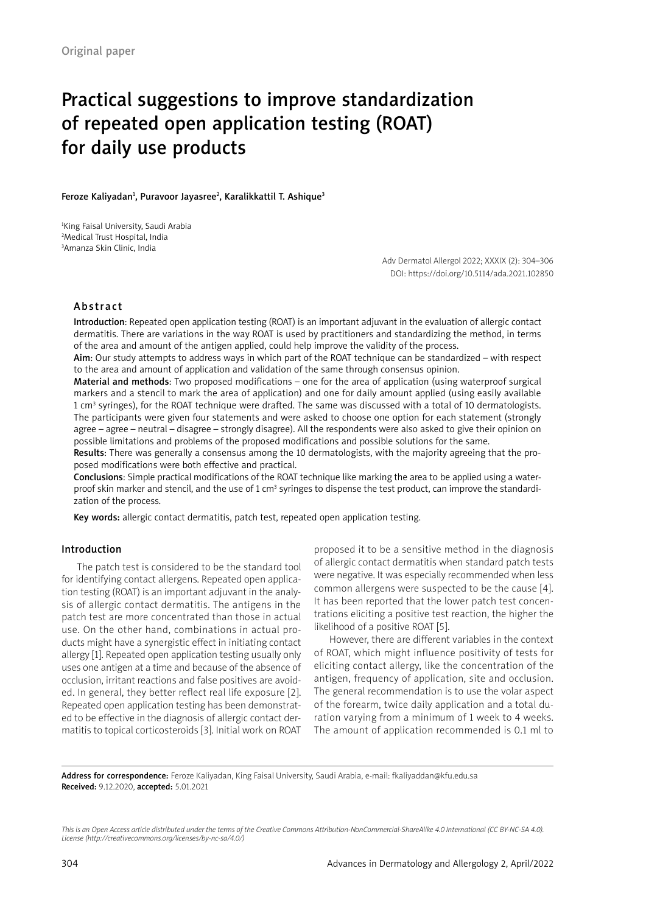Original paper

# Practical suggestions to improve standardization of repeated open application testing (ROAT) for daily use products

**Feroze Kaliyadan[1], Puravoor Jayasree[2], Karalikkattil T. Ashique[3]**

[1]King Faisal University, Saudi Arabia
[2]Medical Trust Hospital, India
[3]Amanza Skin Clinic, India

Adv Dermatol Allergol 2022; XXXIX (2): 304–306
DOI: https://doi.org/10.5114/ada.2021.102850

## Abstract

**Introduction**: Repeated open application testing (ROAT) is an important adjuvant in the evaluation of allergic contact dermatitis. There are variations in the way ROAT is used by practitioners and standardizing the method, in terms of the area and amount of the antigen applied, could help improve the validity of the process.

**Aim**: Our study attempts to address ways in which part of the ROAT technique can be standardized – with respect to the area and amount of application and validation of the same through consensus opinion.

**Material and methods**: Two proposed modifications – one for the area of application (using waterproof surgical markers and a stencil to mark the area of application) and one for daily amount applied (using easily available 1 cm$^3$ syringes), for the ROAT technique were drafted. The same was discussed with a total of 10 dermatologists. The participants were given four statements and were asked to choose one option for each statement (strongly agree – agree – neutral – disagree – strongly disagree). All the respondents were also asked to give their opinion on possible limitations and problems of the proposed modifications and possible solutions for the same.

**Results**: There was generally a consensus among the 10 dermatologists, with the majority agreeing that the proposed modifications were both effective and practical.

**Conclusions**: Simple practical modifications of the ROAT technique like marking the area to be applied using a waterproof skin marker and stencil, and the use of 1 cm$^3$ syringes to dispense the test product, can improve the standardization of the process.

**Key words:** allergic contact dermatitis, patch test, repeated open application testing.

## Introduction

The patch test is considered to be the standard tool for identifying contact allergens. Repeated open application testing (ROAT) is an important adjuvant in the analysis of allergic contact dermatitis. The antigens in the patch test are more concentrated than those in actual use. On the other hand, combinations in actual products might have a synergistic effect in initiating contact allergy [1]. Repeated open application testing usually only uses one antigen at a time and because of the absence of occlusion, irritant reactions and false positives are avoided. In general, they better reflect real life exposure [2]. Repeated open application testing has been demonstrated to be effective in the diagnosis of allergic contact dermatitis to topical corticosteroids [3]. Initial work on ROAT proposed it to be a sensitive method in the diagnosis of allergic contact dermatitis when standard patch tests were negative. It was especially recommended when less common allergens were suspected to be the cause [4]. It has been reported that the lower patch test concentrations eliciting a positive test reaction, the higher the likelihood of a positive ROAT [5].

However, there are different variables in the context of ROAT, which might influence positivity of tests for eliciting contact allergy, like the concentration of the antigen, frequency of application, site and occlusion. The general recommendation is to use the volar aspect of the forearm, twice daily application and a total duration varying from a minimum of 1 week to 4 weeks. The amount of application recommended is 0.1 ml to

---

**Address for correspondence:** Feroze Kaliyadan, King Faisal University, Saudi Arabia, e-mail: fkaliyaddan@kfu.edu.sa
**Received:** 9.12.2020, **accepted:** 5.01.2021

*This is an Open Access article distributed under the terms of the Creative Commons Attribution-NonCommercial-ShareAlike 4.0 International (CC BY-NC-SA 4.0). License (http://creativecommons.org/licenses/by-nc-sa/4.0/)*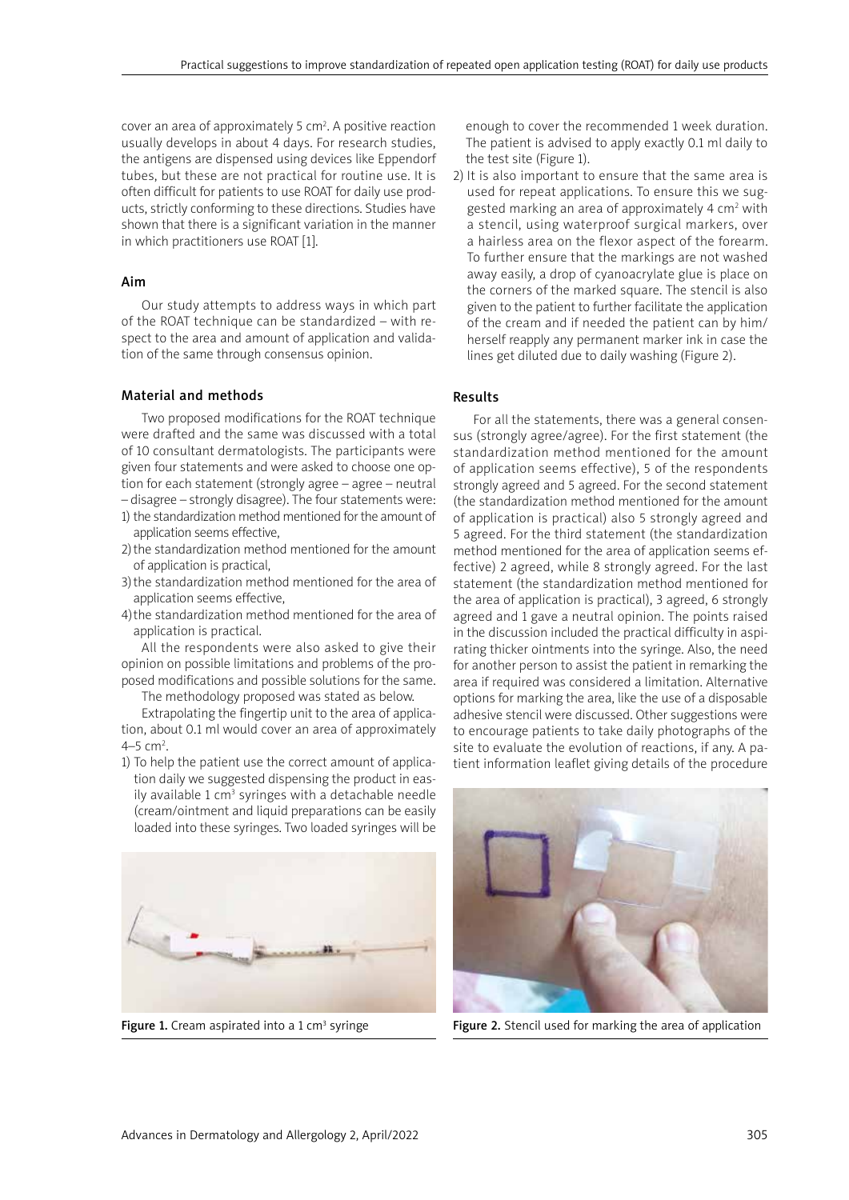cover an area of approximately 5 $cm^2$. A positive reaction usually develops in about 4 days. For research studies, the antigens are dispensed using devices like Eppendorf tubes, but these are not practical for routine use. It is often difficult for patients to use ROAT for daily use products, strictly conforming to these directions. Studies have shown that there is a significant variation in the manner in which practitioners use ROAT [1].

## Aim

Our study attempts to address ways in which part of the ROAT technique can be standardized – with respect to the area and amount of application and validation of the same through consensus opinion.

## Material and methods

Two proposed modifications for the ROAT technique were drafted and the same was discussed with a total of 10 consultant dermatologists. The participants were given four statements and were asked to choose one option for each statement (strongly agree – agree – neutral – disagree – strongly disagree). The four statements were:

1) the standardization method mentioned for the amount of application seems effective,
2) the standardization method mentioned for the amount of application is practical,
3) the standardization method mentioned for the area of application seems effective,
4) the standardization method mentioned for the area of application is practical.

All the respondents were also asked to give their opinion on possible limitations and problems of the proposed modifications and possible solutions for the same.

The methodology proposed was stated as below.

Extrapolating the fingertip unit to the area of application, about 0.1 ml would cover an area of approximately 4–5 $cm^2$.

1) To help the patient use the correct amount of application daily we suggested dispensing the product in easily available 1 $cm^3$ syringes with a detachable needle (cream/ointment and liquid preparations can be easily loaded into these syringes. Two loaded syringes will be enough to cover the recommended 1 week duration. The patient is advised to apply exactly 0.1 ml daily to the test site (Figure 1).
2) It is also important to ensure that the same area is used for repeat applications. To ensure this we suggested marking an area of approximately 4 $cm^2$ with a stencil, using waterproof surgical markers, over a hairless area on the flexor aspect of the forearm. To further ensure that the markings are not washed away easily, a drop of cyanoacrylate glue is place on the corners of the marked square. The stencil is also given to the patient to further facilitate the application of the cream and if needed the patient can by him/herself reapply any permanent marker ink in case the lines get diluted due to daily washing (Figure 2).

Figure 1. Cream aspirated into a 1 $cm^3$ syringe

## Results

For all the statements, there was a general consensus (strongly agree/agree). For the first statement (the standardization method mentioned for the amount of application seems effective), 5 of the respondents strongly agreed and 5 agreed. For the second statement (the standardization method mentioned for the amount of application is practical) also 5 strongly agreed and 5 agreed. For the third statement (the standardization method mentioned for the area of application seems effective) 2 agreed, while 8 strongly agreed. For the last statement (the standardization method mentioned for the area of application is practical), 3 agreed, 6 strongly agreed and 1 gave a neutral opinion. The points raised in the discussion included the practical difficulty in aspirating thicker ointments into the syringe. Also, the need for another person to assist the patient in remarking the area if required was considered a limitation. Alternative options for marking the area, like the use of a disposable adhesive stencil were discussed. Other suggestions were to encourage patients to take daily photographs of the site to evaluate the evolution of reactions, if any. A patient information leaflet giving details of the procedure

Figure 2. Stencil used for marking the area of application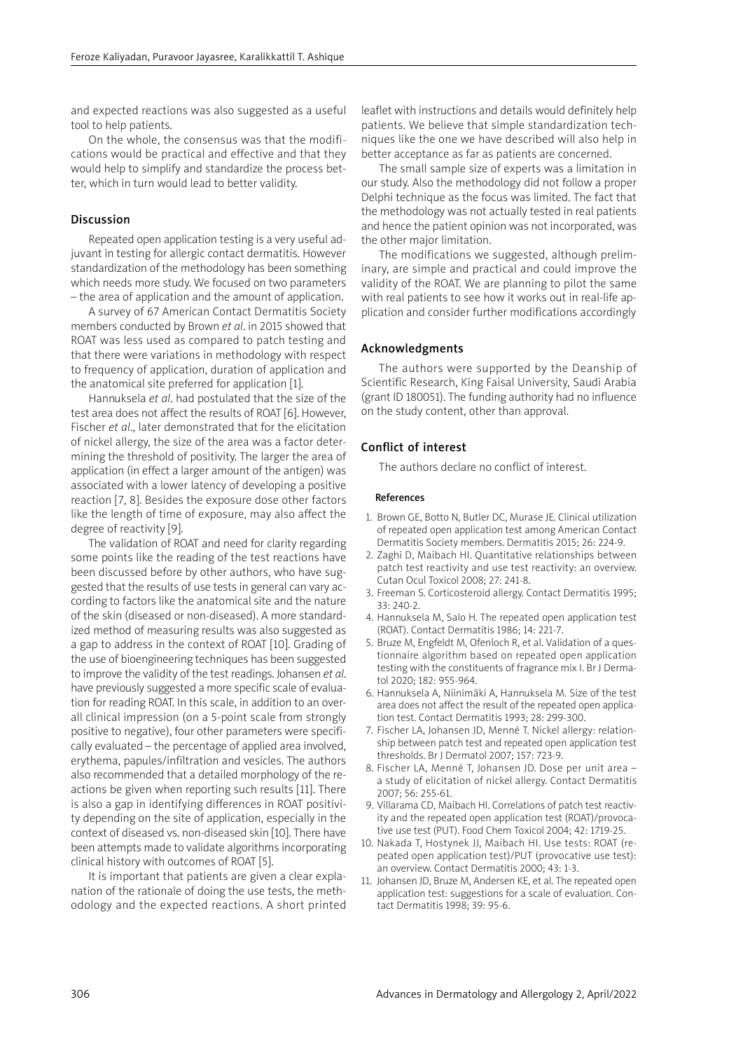and expected reactions was also suggested as a useful tool to help patients.

On the whole, the consensus was that the modifications would be practical and effective and that they would help to simplify and standardize the process better, which in turn would lead to better validity.

## Discussion

Repeated open application testing is a very useful adjuvant in testing for allergic contact dermatitis. However standardization of the methodology has been something which needs more study. We focused on two parameters – the area of application and the amount of application.

A survey of 67 American Contact Dermatitis Society members conducted by Brown *et al*. in 2015 showed that ROAT was less used as compared to patch testing and that there were variations in methodology with respect to frequency of application, duration of application and the anatomical site preferred for application [1].

Hannuksela *et al*. had postulated that the size of the test area does not affect the results of ROAT [6]. However, Fischer *et al*., later demonstrated that for the elicitation of nickel allergy, the size of the area was a factor determining the threshold of positivity. The larger the area of application (in effect a larger amount of the antigen) was associated with a lower latency of developing a positive reaction [7, 8]. Besides the exposure dose other factors like the length of time of exposure, may also affect the degree of reactivity [9].

The validation of ROAT and need for clarity regarding some points like the reading of the test reactions have been discussed before by other authors, who have suggested that the results of use tests in general can vary according to factors like the anatomical site and the nature of the skin (diseased or non-diseased). A more standardized method of measuring results was also suggested as a gap to address in the context of ROAT [10]. Grading of the use of bioengineering techniques has been suggested to improve the validity of the test readings. Johansen *et al*. have previously suggested a more specific scale of evaluation for reading ROAT. In this scale, in addition to an overall clinical impression (on a 5-point scale from strongly positive to negative), four other parameters were specifically evaluated – the percentage of applied area involved, erythema, papules/infiltration and vesicles. The authors also recommended that a detailed morphology of the reactions be given when reporting such results [11]. There is also a gap in identifying differences in ROAT positivity depending on the site of application, especially in the context of diseased vs. non-diseased skin [10]. There have been attempts made to validate algorithms incorporating clinical history with outcomes of ROAT [5].

It is important that patients are given a clear explanation of the rationale of doing the use tests, the methodology and the expected reactions. A short printed leaflet with instructions and details would definitely help patients. We believe that simple standardization techniques like the one we have described will also help in better acceptance as far as patients are concerned.

The small sample size of experts was a limitation in our study. Also the methodology did not follow a proper Delphi technique as the focus was limited. The fact that the methodology was not actually tested in real patients and hence the patient opinion was not incorporated, was the other major limitation.

The modifications we suggested, although preliminary, are simple and practical and could improve the validity of the ROAT. We are planning to pilot the same with real patients to see how it works out in real-life application and consider further modifications accordingly

## Acknowledgments

The authors were supported by the Deanship of Scientific Research, King Faisal University, Saudi Arabia (grant ID 180051). The funding authority had no influence on the study content, other than approval.

## Conflict of interest

The authors declare no conflict of interest.

### References

1. Brown GE, Botto N, Butler DC, Murase JE. Clinical utilization of repeated open application test among American Contact Dermatitis Society members. Dermatitis 2015; 26: 224-9.
2. Zaghi D, Maibach HI. Quantitative relationships between patch test reactivity and use test reactivity: an overview. Cutan Ocul Toxicol 2008; 27: 241-8.
3. Freeman S. Corticosteroid allergy. Contact Dermatitis 1995; 33: 240-2.
4. Hannuksela M, Salo H. The repeated open application test (ROAT). Contact Dermatitis 1986; 14: 221-7.
5. Bruze M, Engfeldt M, Ofenloch R, et al. Validation of a questionnaire algorithm based on repeated open application testing with the constituents of fragrance mix I. Br J Dermatol 2020; 182: 955-964.
6. Hannuksela A, Niinimäki A, Hannuksela M. Size of the test area does not affect the result of the repeated open application test. Contact Dermatitis 1993; 28: 299-300.
7. Fischer LA, Johansen JD, Menné T. Nickel allergy: relationship between patch test and repeated open application test thresholds. Br J Dermatol 2007; 157: 723-9.
8. Fischer LA, Menné T, Johansen JD. Dose per unit area – a study of elicitation of nickel allergy. Contact Dermatitis 2007; 56: 255-61.
9. Villarama CD, Maibach HI. Correlations of patch test reactivity and the repeated open application test (ROAT)/provocative use test (PUT). Food Chem Toxicol 2004; 42: 1719-25.
10. Nakada T, Hostynek JJ, Maibach HI. Use tests: ROAT (repeated open application test)/PUT (provocative use test): an overview. Contact Dermatitis 2000; 43: 1-3.
11. Johansen JD, Bruze M, Andersen KE, et al. The repeated open application test: suggestions for a scale of evaluation. Contact Dermatitis 1998; 39: 95-6.